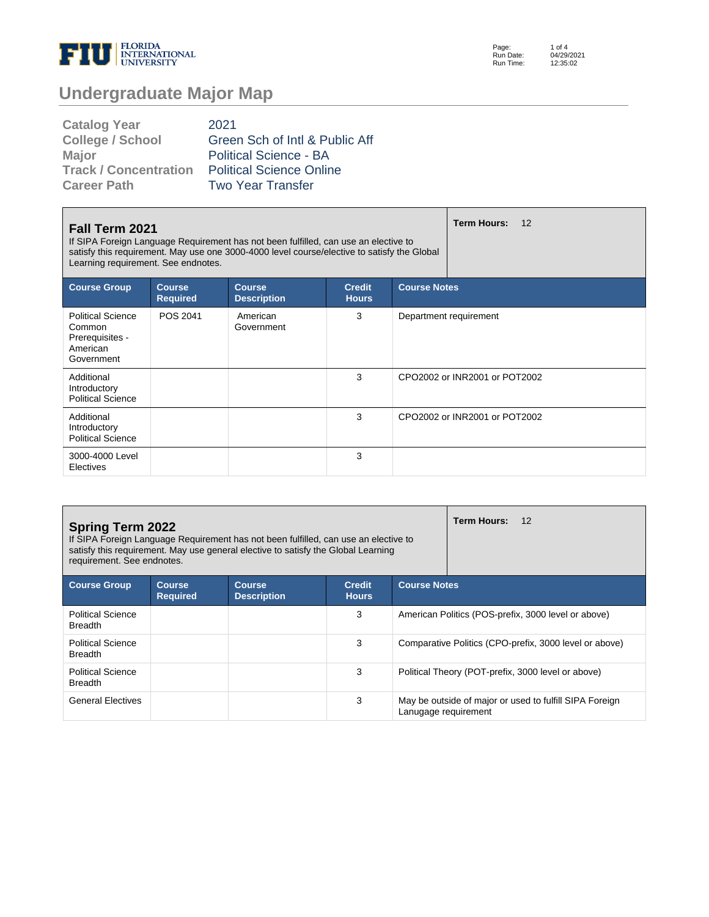# Undergraduate Major Map

| | |
|---|---|
| **Catalog Year** | 2021 |
| **College / School** | Green Sch of Intl & Public Aff |
| **Major** | Political Science - BA |
| **Track / Concentration** | Political Science Online |
| **Career Path** | Two Year Transfer |

## Fall Term 2021

**Term Hours:** 12

If SIPA Foreign Language Requirement has not been fulfilled, can use an elective to satisfy this requirement. May use one 3000-4000 level course/elective to satisfy the Global Learning requirement. See endnotes.

| Course Group | Course Required | Course Description | Credit Hours | Course Notes |
|---|---|---|---|---|
| Political Science Common Prerequisites - American Government | POS 2041 | American Government | 3 | Department requirement |
| Additional Introductory Political Science | | | 3 | CPO2002 or INR2001 or POT2002 |
| Additional Introductory Political Science | | | 3 | CPO2002 or INR2001 or POT2002 |
| 3000-4000 Level Electives | | | 3 | |

## Spring Term 2022

**Term Hours:** 12

If SIPA Foreign Language Requirement has not been fulfilled, can use an elective to satisfy this requirement. May use general elective to satisfy the Global Learning requirement. See endnotes.

| Course Group | Course Required | Course Description | Credit Hours | Course Notes |
|---|---|---|---|---|
| Political Science Breadth | | | 3 | American Politics (POS-prefix, 3000 level or above) |
| Political Science Breadth | | | 3 | Comparative Politics (CPO-prefix, 3000 level or above) |
| Political Science Breadth | | | 3 | Political Theory (POT-prefix, 3000 level or above) |
| General Electives | | | 3 | May be outside of major or used to fulfill SIPA Foreign Lanugage requirement |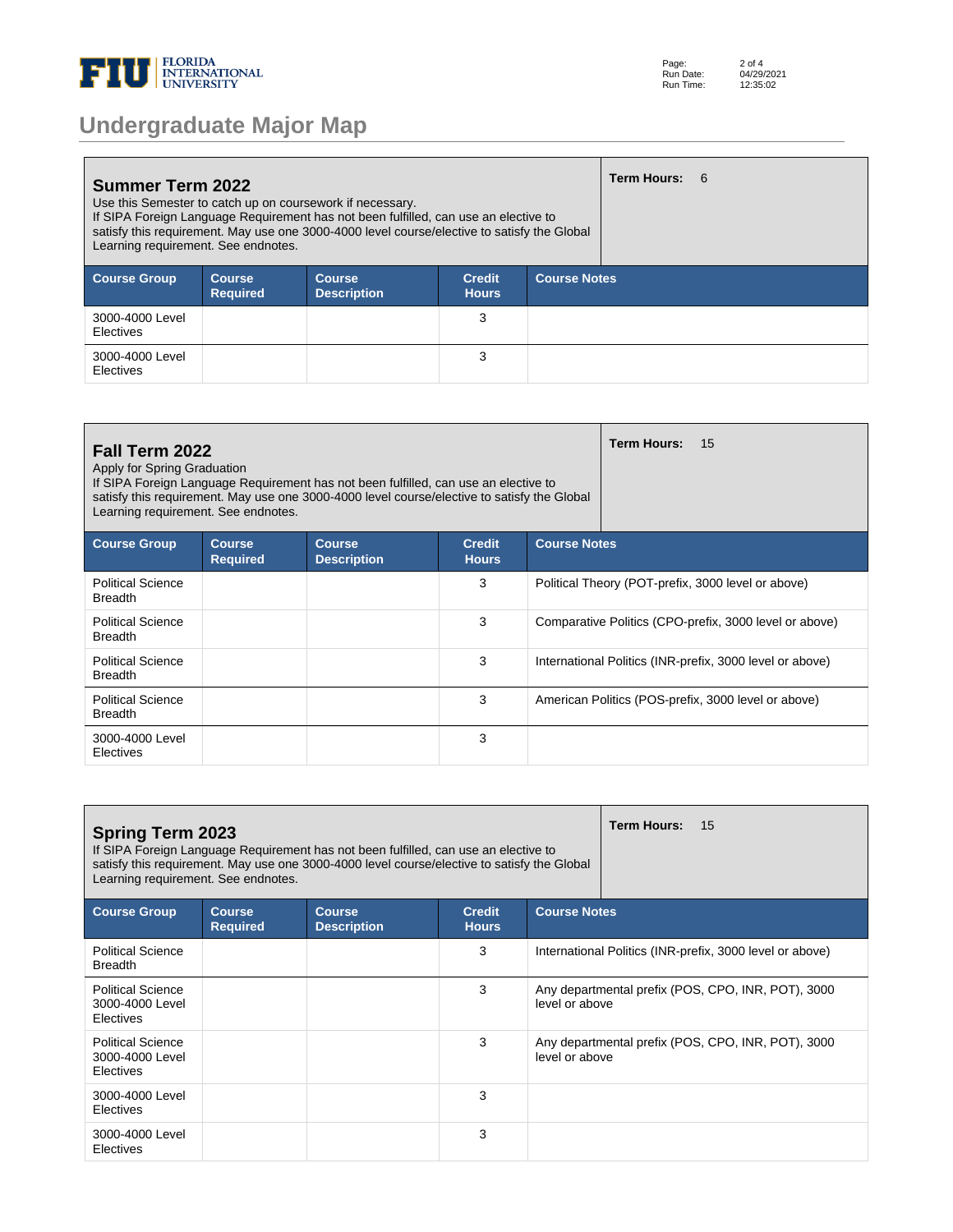# Undergraduate Major Map

## Summer Term 2022

Use this Semester to catch up on coursework if necessary.
If SIPA Foreign Language Requirement has not been fulfilled, can use an elective to satisfy this requirement. May use one 3000-4000 level course/elective to satisfy the Global Learning requirement. See endnotes.

**Term Hours:** 6

| Course Group | Course Required | Course Description | Credit Hours | Course Notes |
|---|---|---|---|---|
| 3000-4000 Level Electives | | | 3 | |
| 3000-4000 Level Electives | | | 3 | |

## Fall Term 2022

Apply for Spring Graduation
If SIPA Foreign Language Requirement has not been fulfilled, can use an elective to satisfy this requirement. May use one 3000-4000 level course/elective to satisfy the Global Learning requirement. See endnotes.

**Term Hours:** 15

| Course Group | Course Required | Course Description | Credit Hours | Course Notes |
|---|---|---|---|---|
| Political Science Breadth | | | 3 | Political Theory (POT-prefix, 3000 level or above) |
| Political Science Breadth | | | 3 | Comparative Politics (CPO-prefix, 3000 level or above) |
| Political Science Breadth | | | 3 | International Politics (INR-prefix, 3000 level or above) |
| Political Science Breadth | | | 3 | American Politics (POS-prefix, 3000 level or above) |
| 3000-4000 Level Electives | | | 3 | |

## Spring Term 2023

If SIPA Foreign Language Requirement has not been fulfilled, can use an elective to satisfy this requirement. May use one 3000-4000 level course/elective to satisfy the Global Learning requirement. See endnotes.

**Term Hours:** 15

| Course Group | Course Required | Course Description | Credit Hours | Course Notes |
|---|---|---|---|---|
| Political Science Breadth | | | 3 | International Politics (INR-prefix, 3000 level or above) |
| Political Science 3000-4000 Level Electives | | | 3 | Any departmental prefix (POS, CPO, INR, POT), 3000 level or above |
| Political Science 3000-4000 Level Electives | | | 3 | Any departmental prefix (POS, CPO, INR, POT), 3000 level or above |
| 3000-4000 Level Electives | | | 3 | |
| 3000-4000 Level Electives | | | 3 | |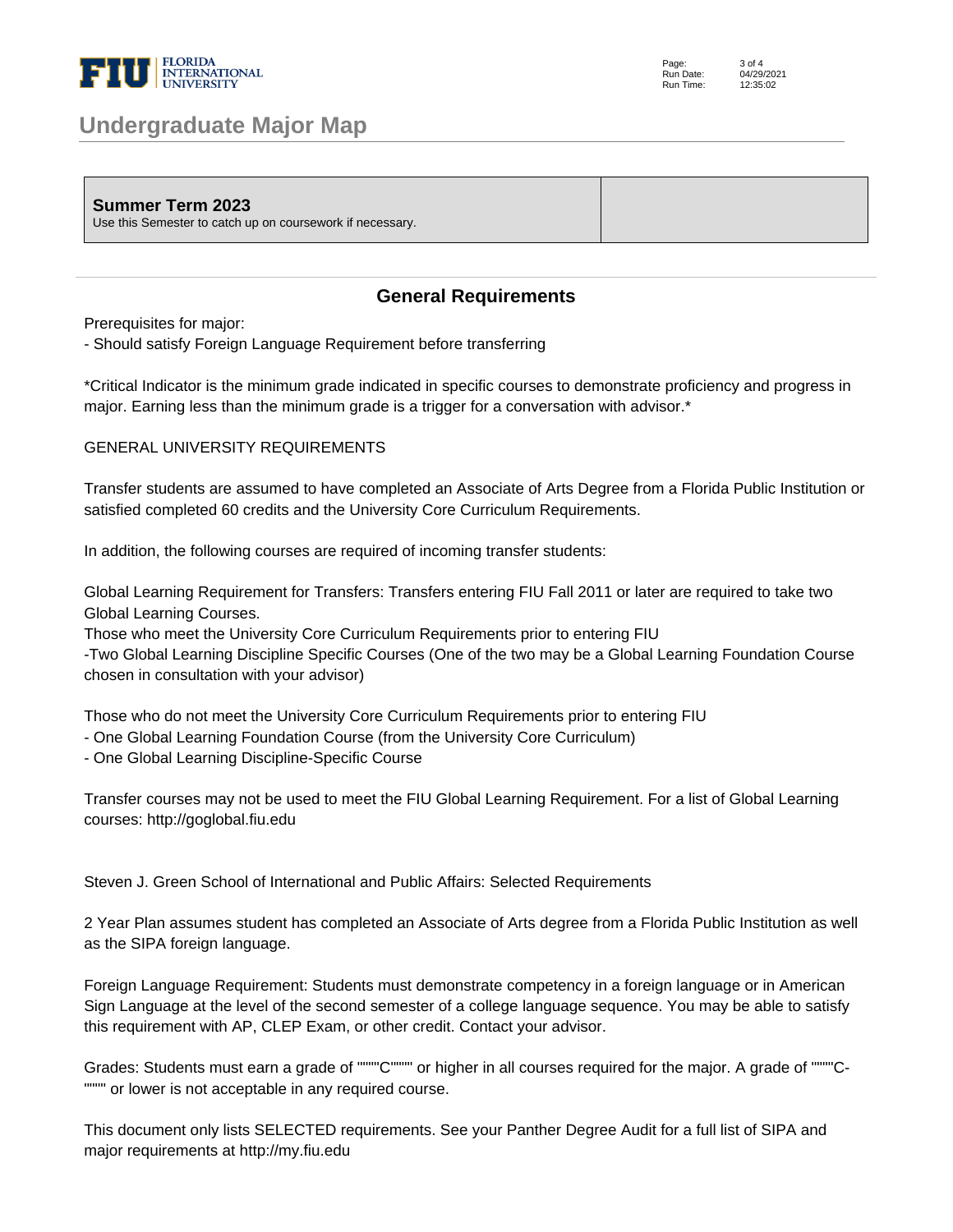# Undergraduate Major Map

| **Summer Term 2023** <br> Use this Semester to catch up on coursework if necessary. | |
|---|---|

## General Requirements

Prerequisites for major:
- Should satisfy Foreign Language Requirement before transferring

*Critical Indicator is the minimum grade indicated in specific courses to demonstrate proficiency and progress in major. Earning less than the minimum grade is a trigger for a conversation with advisor.*

GENERAL UNIVERSITY REQUIREMENTS

Transfer students are assumed to have completed an Associate of Arts Degree from a Florida Public Institution or satisfied completed 60 credits and the University Core Curriculum Requirements.

In addition, the following courses are required of incoming transfer students:

Global Learning Requirement for Transfers: Transfers entering FIU Fall 2011 or later are required to take two Global Learning Courses.
Those who meet the University Core Curriculum Requirements prior to entering FIU
-Two Global Learning Discipline Specific Courses (One of the two may be a Global Learning Foundation Course chosen in consultation with your advisor)

Those who do not meet the University Core Curriculum Requirements prior to entering FIU
- One Global Learning Foundation Course (from the University Core Curriculum)
- One Global Learning Discipline-Specific Course

Transfer courses may not be used to meet the FIU Global Learning Requirement. For a list of Global Learning courses: http://goglobal.fiu.edu

Steven J. Green School of International and Public Affairs: Selected Requirements

2 Year Plan assumes student has completed an Associate of Arts degree from a Florida Public Institution as well as the SIPA foreign language.

Foreign Language Requirement: Students must demonstrate competency in a foreign language or in American Sign Language at the level of the second semester of a college language sequence. You may be able to satisfy this requirement with AP, CLEP Exam, or other credit. Contact your advisor.

Grades: Students must earn a grade of """"C"""" or higher in all courses required for the major. A grade of """"C-"""" or lower is not acceptable in any required course.

This document only lists SELECTED requirements. See your Panther Degree Audit for a full list of SIPA and major requirements at http://my.fiu.edu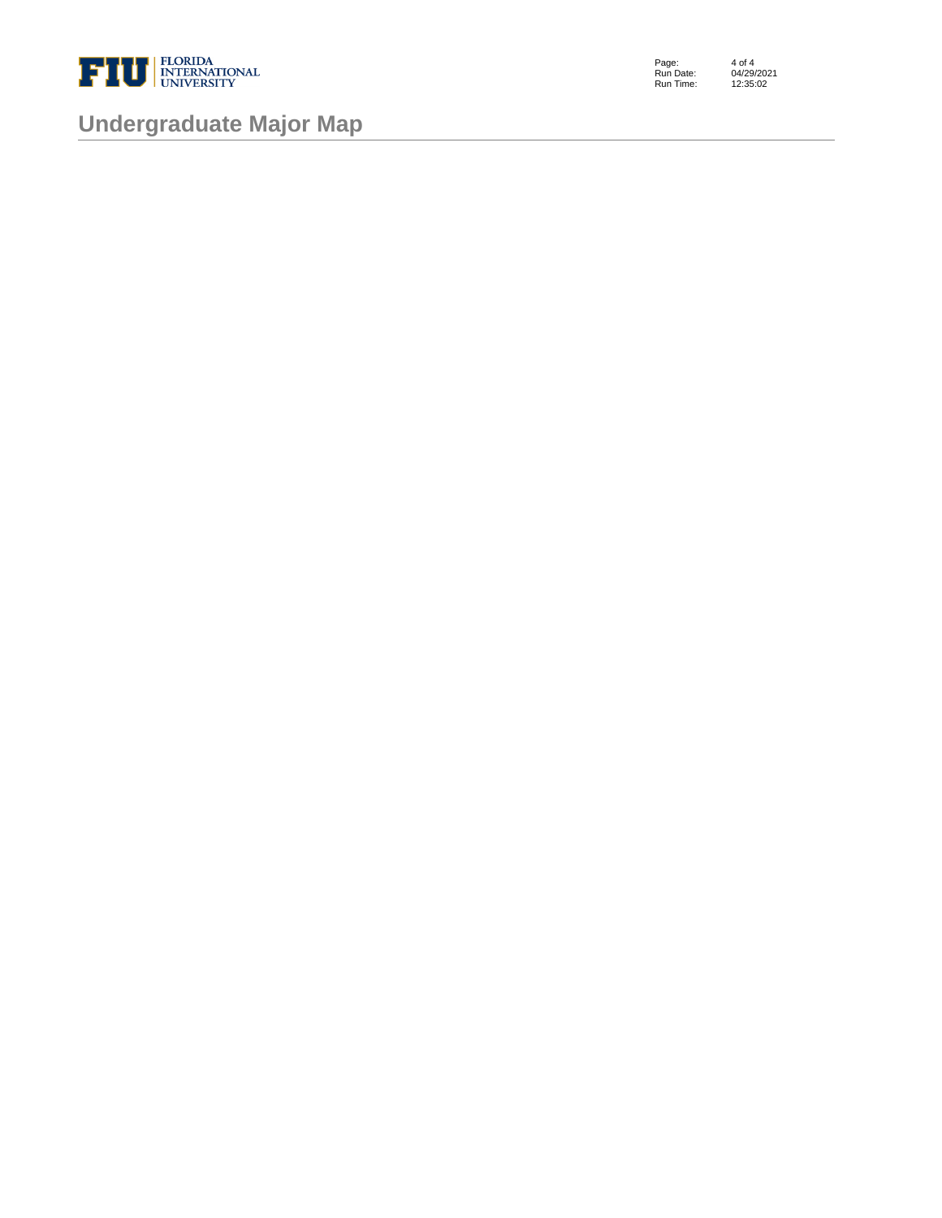# Undergraduate Major Map